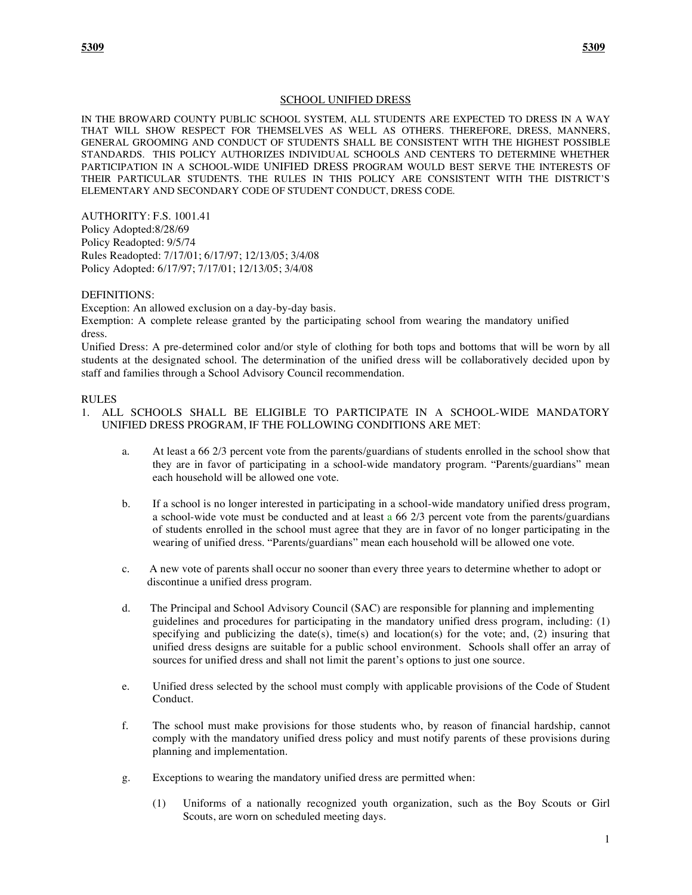## SCHOOL UNIFIED DRESS

IN THE BROWARD COUNTY PUBLIC SCHOOL SYSTEM, ALL STUDENTS ARE EXPECTED TO DRESS IN A WAY THAT WILL SHOW RESPECT FOR THEMSELVES AS WELL AS OTHERS. THEREFORE, DRESS, MANNERS, GENERAL GROOMING AND CONDUCT OF STUDENTS SHALL BE CONSISTENT WITH THE HIGHEST POSSIBLE STANDARDS. THIS POLICY AUTHORIZES INDIVIDUAL SCHOOLS AND CENTERS TO DETERMINE WHETHER PARTICIPATION IN A SCHOOL-WIDE UNIFIED DRESS PROGRAM WOULD BEST SERVE THE INTERESTS OF THEIR PARTICULAR STUDENTS. THE RULES IN THIS POLICY ARE CONSISTENT WITH THE DISTRICT'S ELEMENTARY AND SECONDARY CODE OF STUDENT CONDUCT, DRESS CODE.

AUTHORITY: F.S. 1001.41
Policy Adopted:8/28/69
Policy Readopted: 9/5/74
Rules Readopted: 7/17/01; 6/17/97; 12/13/05; 3/4/08
Policy Adopted: 6/17/97; 7/17/01; 12/13/05; 3/4/08

DEFINITIONS:
Exception: An allowed exclusion on a day-by-day basis.
Exemption: A complete release granted by the participating school from wearing the mandatory unified dress.
Unified Dress: A pre-determined color and/or style of clothing for both tops and bottoms that will be worn by all students at the designated school. The determination of the unified dress will be collaboratively decided upon by staff and families through a School Advisory Council recommendation.

RULES

1. ALL SCHOOLS SHALL BE ELIGIBLE TO PARTICIPATE IN A SCHOOL-WIDE MANDATORY UNIFIED DRESS PROGRAM, IF THE FOLLOWING CONDITIONS ARE MET:

   a. At least a 66 2/3 percent vote from the parents/guardians of students enrolled in the school show that they are in favor of participating in a school-wide mandatory program. "Parents/guardians" mean each household will be allowed one vote.

   b. If a school is no longer interested in participating in a school-wide mandatory unified dress program, a school-wide vote must be conducted and at least a 66 2/3 percent vote from the parents/guardians of students enrolled in the school must agree that they are in favor of no longer participating in the wearing of unified dress. "Parents/guardians" mean each household will be allowed one vote.

   c. A new vote of parents shall occur no sooner than every three years to determine whether to adopt or discontinue a unified dress program.

   d. The Principal and School Advisory Council (SAC) are responsible for planning and implementing guidelines and procedures for participating in the mandatory unified dress program, including: (1) specifying and publicizing the date(s), time(s) and location(s) for the vote; and, (2) insuring that unified dress designs are suitable for a public school environment. Schools shall offer an array of sources for unified dress and shall not limit the parent's options to just one source.

   e. Unified dress selected by the school must comply with applicable provisions of the Code of Student Conduct.

   f. The school must make provisions for those students who, by reason of financial hardship, cannot comply with the mandatory unified dress policy and must notify parents of these provisions during planning and implementation.

   g. Exceptions to wearing the mandatory unified dress are permitted when:

      (1) Uniforms of a nationally recognized youth organization, such as the Boy Scouts or Girl Scouts, are worn on scheduled meeting days.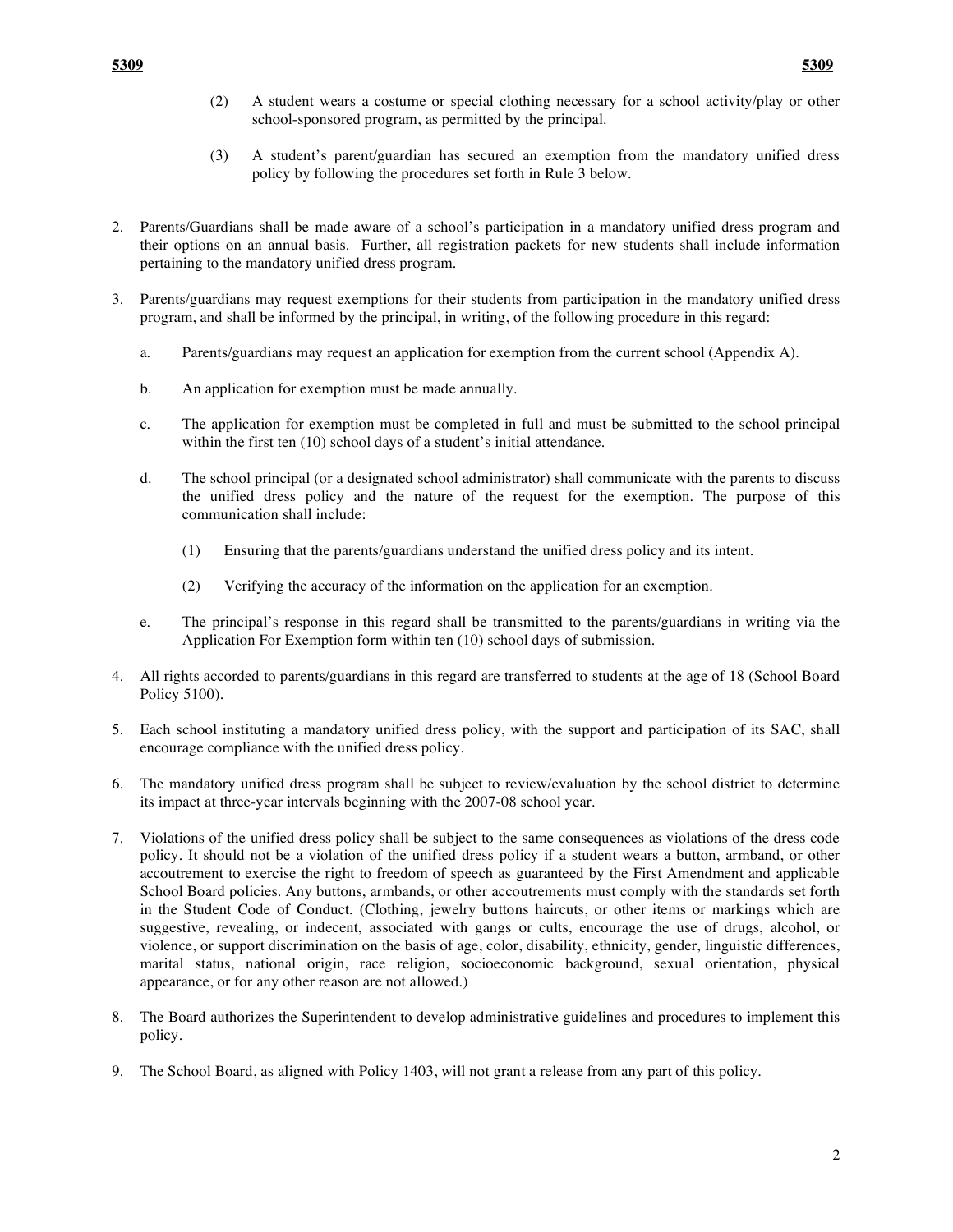(2) A student wears a costume or special clothing necessary for a school activity/play or other school-sponsored program, as permitted by the principal.

(3) A student's parent/guardian has secured an exemption from the mandatory unified dress policy by following the procedures set forth in Rule 3 below.

2. Parents/Guardians shall be made aware of a school's participation in a mandatory unified dress program and their options on an annual basis. Further, all registration packets for new students shall include information pertaining to the mandatory unified dress program.

3. Parents/guardians may request exemptions for their students from participation in the mandatory unified dress program, and shall be informed by the principal, in writing, of the following procedure in this regard:

   a. Parents/guardians may request an application for exemption from the current school (Appendix A).

   b. An application for exemption must be made annually.

   c. The application for exemption must be completed in full and must be submitted to the school principal within the first ten (10) school days of a student's initial attendance.

   d. The school principal (or a designated school administrator) shall communicate with the parents to discuss the unified dress policy and the nature of the request for the exemption. The purpose of this communication shall include:

      (1) Ensuring that the parents/guardians understand the unified dress policy and its intent.

      (2) Verifying the accuracy of the information on the application for an exemption.

   e. The principal's response in this regard shall be transmitted to the parents/guardians in writing via the Application For Exemption form within ten (10) school days of submission.

4. All rights accorded to parents/guardians in this regard are transferred to students at the age of 18 (School Board Policy 5100).

5. Each school instituting a mandatory unified dress policy, with the support and participation of its SAC, shall encourage compliance with the unified dress policy.

6. The mandatory unified dress program shall be subject to review/evaluation by the school district to determine its impact at three-year intervals beginning with the 2007-08 school year.

7. Violations of the unified dress policy shall be subject to the same consequences as violations of the dress code policy. It should not be a violation of the unified dress policy if a student wears a button, armband, or other accoutrement to exercise the right to freedom of speech as guaranteed by the First Amendment and applicable School Board policies. Any buttons, armbands, or other accoutrements must comply with the standards set forth in the Student Code of Conduct. (Clothing, jewelry buttons haircuts, or other items or markings which are suggestive, revealing, or indecent, associated with gangs or cults, encourage the use of drugs, alcohol, or violence, or support discrimination on the basis of age, color, disability, ethnicity, gender, linguistic differences, marital status, national origin, race religion, socioeconomic background, sexual orientation, physical appearance, or for any other reason are not allowed.)

8. The Board authorizes the Superintendent to develop administrative guidelines and procedures to implement this policy.

9. The School Board, as aligned with Policy 1403, will not grant a release from any part of this policy.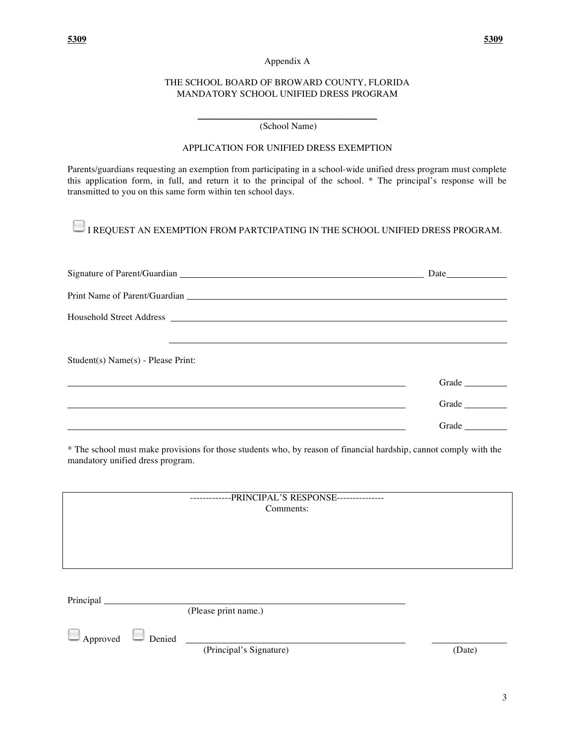Appendix A

THE SCHOOL BOARD OF BROWARD COUNTY, FLORIDA
MANDATORY SCHOOL UNIFIED DRESS PROGRAM

\_\_\_\_\_\_\_\_\_\_\_\_\_\_\_\_\_\_\_\_\_\_\_\_\_\_\_\_\_\_\_\_\_\_\_\_
(School Name)

APPLICATION FOR UNIFIED DRESS EXEMPTION

Parents/guardians requesting an exemption from participating in a school-wide unified dress program must complete this application form, in full, and return it to the principal of the school. * The principal's response will be transmitted to you on this same form within ten school days.

☐ I REQUEST AN EXEMPTION FROM PARTCIPATING IN THE SCHOOL UNIFIED DRESS PROGRAM.

Signature of Parent/Guardian \_\_\_\_\_\_\_\_\_\_\_\_\_\_\_\_\_\_\_\_\_\_\_\_\_\_\_\_\_\_\_\_\_\_\_\_\_\_\_\_ Date\_\_\_\_\_\_\_\_\_\_

Print Name of Parent/Guardian \_\_\_\_\_\_\_\_\_\_\_\_\_\_\_\_\_\_\_\_\_\_\_\_\_\_\_\_\_\_\_\_\_\_\_\_\_\_\_\_\_\_\_\_\_\_\_\_

Household Street Address \_\_\_\_\_\_\_\_\_\_\_\_\_\_\_\_\_\_\_\_\_\_\_\_\_\_\_\_\_\_\_\_\_\_\_\_\_\_\_\_\_\_\_\_\_\_\_\_\_\_\_\_

\_\_\_\_\_\_\_\_\_\_\_\_\_\_\_\_\_\_\_\_\_\_\_\_\_\_\_\_\_\_\_\_\_\_\_\_\_\_\_\_\_\_\_\_\_\_\_\_\_\_\_\_

Student(s) Name(s) - Please Print:

\_\_\_\_\_\_\_\_\_\_\_\_\_\_\_\_\_\_\_\_\_\_\_\_\_\_\_\_\_\_\_\_\_\_\_\_\_\_\_\_\_\_\_\_\_\_\_\_\_\_\_\_ Grade \_\_\_\_\_\_\_

\_\_\_\_\_\_\_\_\_\_\_\_\_\_\_\_\_\_\_\_\_\_\_\_\_\_\_\_\_\_\_\_\_\_\_\_\_\_\_\_\_\_\_\_\_\_\_\_\_\_\_\_ Grade \_\_\_\_\_\_\_

\_\_\_\_\_\_\_\_\_\_\_\_\_\_\_\_\_\_\_\_\_\_\_\_\_\_\_\_\_\_\_\_\_\_\_\_\_\_\_\_\_\_\_\_\_\_\_\_\_\_\_\_ Grade \_\_\_\_\_\_\_

* The school must make provisions for those students who, by reason of financial hardship, cannot comply with the mandatory unified dress program.

-------------PRINCIPAL'S RESPONSE---------------
Comments:

Principal \_\_\_\_\_\_\_\_\_\_\_\_\_\_\_\_\_\_\_\_\_\_\_\_\_\_\_\_\_\_\_\_\_\_\_\_\_\_\_\_\_\_\_\_
(Please print name.)

☐ Approved ☐ Denied \_\_\_\_\_\_\_\_\_\_\_\_\_\_\_\_\_\_\_\_\_\_\_\_\_\_\_\_\_\_\_\_ \_\_\_\_\_\_\_\_\_\_\_\_
(Principal's Signature) (Date)